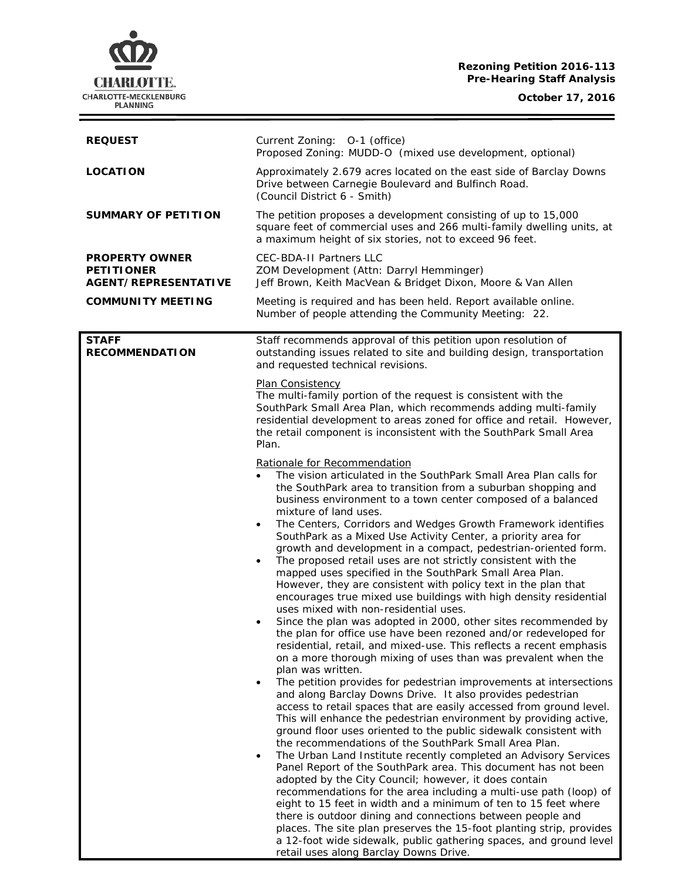**Rezoning Petition 2016-113**
**Pre-Hearing Staff Analysis**

**October 17, 2016**

| | |
|---|---|
| **REQUEST** | Current Zoning: O-1 (office)<br>Proposed Zoning: MUDD-O (mixed use development, optional) |
| **LOCATION** | Approximately 2.679 acres located on the east side of Barclay Downs Drive between Carnegie Boulevard and Bulfinch Road.<br>(Council District 6 - Smith) |
| **SUMMARY OF PETITION** | The petition proposes a development consisting of up to 15,000 square feet of commercial uses and 266 multi-family dwelling units, at a maximum height of six stories, not to exceed 96 feet. |
| **PROPERTY OWNER**<br>**PETITIONER**<br>**AGENT/REPRESENTATIVE** | CEC-BDA-II Partners LLC<br>ZOM Development (Attn: Darryl Hemminger)<br>Jeff Brown, Keith MacVean & Bridget Dixon, Moore & Van Allen |
| **COMMUNITY MEETING** | Meeting is required and has been held. Report available online.<br>Number of people attending the Community Meeting: 22. |

**STAFF RECOMMENDATION**

Staff recommends approval of this petition upon resolution of outstanding issues related to site and building design, transportation and requested technical revisions.

Plan Consistency

The multi-family portion of the request is consistent with the SouthPark Small Area Plan, which recommends adding multi-family residential development to areas zoned for office and retail. However, the retail component is inconsistent with the SouthPark Small Area Plan.

Rationale for Recommendation

- The vision articulated in the SouthPark Small Area Plan calls for the SouthPark area to transition from a suburban shopping and business environment to a town center composed of a balanced mixture of land uses.
- The Centers, Corridors and Wedges Growth Framework identifies SouthPark as a Mixed Use Activity Center, a priority area for growth and development in a compact, pedestrian-oriented form.
- The proposed retail uses are not strictly consistent with the mapped uses specified in the SouthPark Small Area Plan. However, they are consistent with policy text in the plan that encourages true mixed use buildings with high density residential uses mixed with non-residential uses.
- Since the plan was adopted in 2000, other sites recommended by the plan for office use have been rezoned and/or redeveloped for residential, retail, and mixed-use. This reflects a recent emphasis on a more thorough mixing of uses than was prevalent when the plan was written.
- The petition provides for pedestrian improvements at intersections and along Barclay Downs Drive. It also provides pedestrian access to retail spaces that are easily accessed from ground level. This will enhance the pedestrian environment by providing active, ground floor uses oriented to the public sidewalk consistent with the recommendations of the SouthPark Small Area Plan.
- The Urban Land Institute recently completed an Advisory Services Panel Report of the SouthPark area. This document has not been adopted by the City Council; however, it does contain recommendations for the area including a multi-use path (loop) of eight to 15 feet in width and a minimum of ten to 15 feet where there is outdoor dining and connections between people and places. The site plan preserves the 15-foot planting strip, provides a 12-foot wide sidewalk, public gathering spaces, and ground level retail uses along Barclay Downs Drive.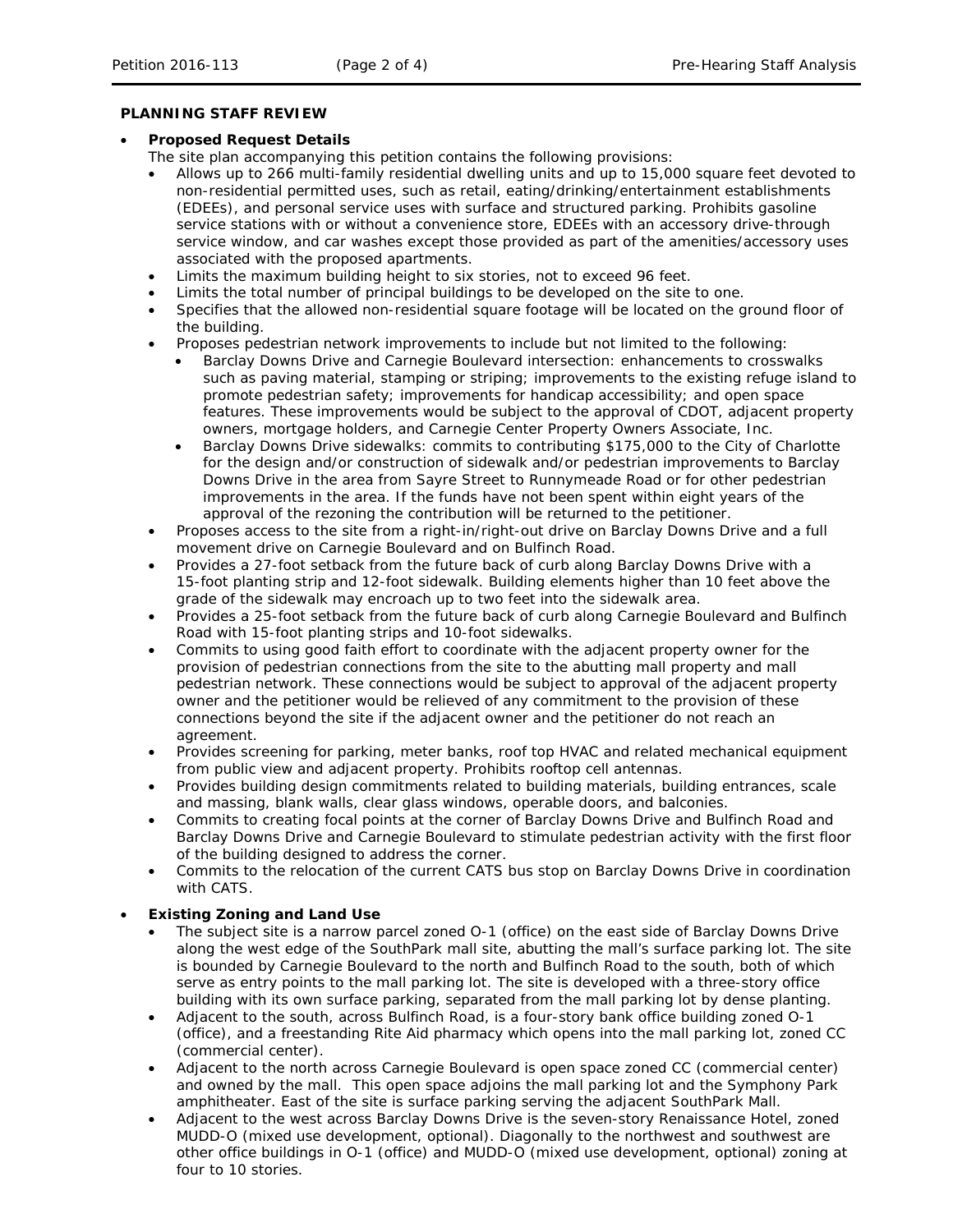**PLANNING STAFF REVIEW**

- **Proposed Request Details**

  The site plan accompanying this petition contains the following provisions:
  - Allows up to 266 multi-family residential dwelling units and up to 15,000 square feet devoted to non-residential permitted uses, such as retail, eating/drinking/entertainment establishments (EDEEs), and personal service uses with surface and structured parking. Prohibits gasoline service stations with or without a convenience store, EDEEs with an accessory drive-through service window, and car washes except those provided as part of the amenities/accessory uses associated with the proposed apartments.
  - Limits the maximum building height to six stories, not to exceed 96 feet.
  - Limits the total number of principal buildings to be developed on the site to one.
  - Specifies that the allowed non-residential square footage will be located on the ground floor of the building.
  - Proposes pedestrian network improvements to include but not limited to the following:
    - Barclay Downs Drive and Carnegie Boulevard intersection: enhancements to crosswalks such as paving material, stamping or striping; improvements to the existing refuge island to promote pedestrian safety; improvements for handicap accessibility; and open space features. These improvements would be subject to the approval of CDOT, adjacent property owners, mortgage holders, and Carnegie Center Property Owners Associate, Inc.
    - Barclay Downs Drive sidewalks: commits to contributing $175,000 to the City of Charlotte for the design and/or construction of sidewalk and/or pedestrian improvements to Barclay Downs Drive in the area from Sayre Street to Runnymeade Road or for other pedestrian improvements in the area. If the funds have not been spent within eight years of the approval of the rezoning the contribution will be returned to the petitioner.
  - Proposes access to the site from a right-in/right-out drive on Barclay Downs Drive and a full movement drive on Carnegie Boulevard and on Bulfinch Road.
  - Provides a 27-foot setback from the future back of curb along Barclay Downs Drive with a 15-foot planting strip and 12-foot sidewalk. Building elements higher than 10 feet above the grade of the sidewalk may encroach up to two feet into the sidewalk area.
  - Provides a 25-foot setback from the future back of curb along Carnegie Boulevard and Bulfinch Road with 15-foot planting strips and 10-foot sidewalks.
  - Commits to using good faith effort to coordinate with the adjacent property owner for the provision of pedestrian connections from the site to the abutting mall property and mall pedestrian network. These connections would be subject to approval of the adjacent property owner and the petitioner would be relieved of any commitment to the provision of these connections beyond the site if the adjacent owner and the petitioner do not reach an agreement.
  - Provides screening for parking, meter banks, roof top HVAC and related mechanical equipment from public view and adjacent property. Prohibits rooftop cell antennas.
  - Provides building design commitments related to building materials, building entrances, scale and massing, blank walls, clear glass windows, operable doors, and balconies.
  - Commits to creating focal points at the corner of Barclay Downs Drive and Bulfinch Road and Barclay Downs Drive and Carnegie Boulevard to stimulate pedestrian activity with the first floor of the building designed to address the corner.
  - Commits to the relocation of the current CATS bus stop on Barclay Downs Drive in coordination with CATS.

- **Existing Zoning and Land Use**
  - The subject site is a narrow parcel zoned O-1 (office) on the east side of Barclay Downs Drive along the west edge of the SouthPark mall site, abutting the mall's surface parking lot. The site is bounded by Carnegie Boulevard to the north and Bulfinch Road to the south, both of which serve as entry points to the mall parking lot. The site is developed with a three-story office building with its own surface parking, separated from the mall parking lot by dense planting.
  - Adjacent to the south, across Bulfinch Road, is a four-story bank office building zoned O-1 (office), and a freestanding Rite Aid pharmacy which opens into the mall parking lot, zoned CC (commercial center).
  - Adjacent to the north across Carnegie Boulevard is open space zoned CC (commercial center) and owned by the mall. This open space adjoins the mall parking lot and the Symphony Park amphitheater. East of the site is surface parking serving the adjacent SouthPark Mall.
  - Adjacent to the west across Barclay Downs Drive is the seven-story Renaissance Hotel, zoned MUDD-O (mixed use development, optional). Diagonally to the northwest and southwest are other office buildings in O-1 (office) and MUDD-O (mixed use development, optional) zoning at four to 10 stories.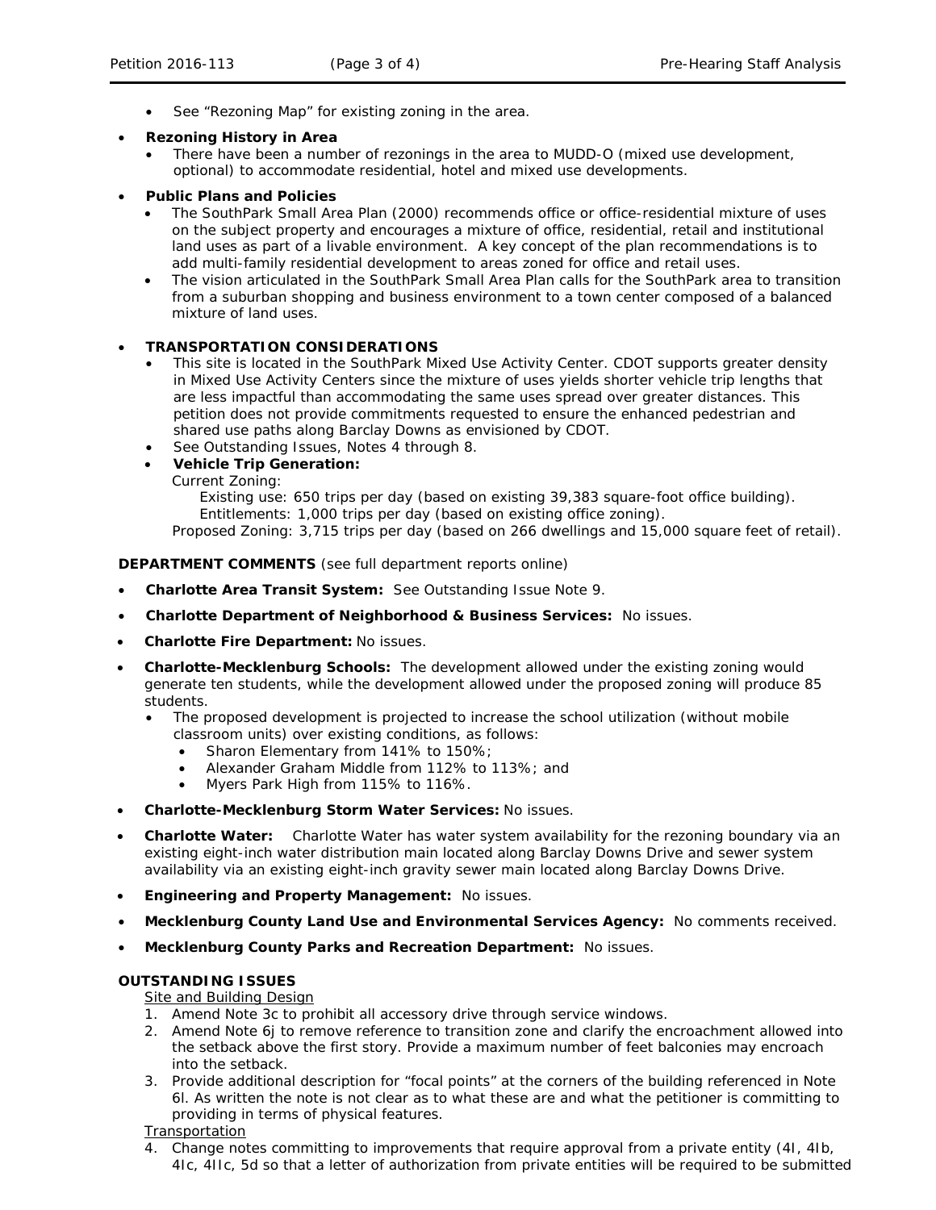- See "Rezoning Map" for existing zoning in the area.

- **Rezoning History in Area**
  - There have been a number of rezonings in the area to MUDD-O (mixed use development, optional) to accommodate residential, hotel and mixed use developments.

- **Public Plans and Policies**
  - The SouthPark Small Area Plan (2000) recommends office or office-residential mixture of uses on the subject property and encourages a mixture of office, residential, retail and institutional land uses as part of a livable environment. A key concept of the plan recommendations is to add multi-family residential development to areas zoned for office and retail uses.
  - The vision articulated in the SouthPark Small Area Plan calls for the SouthPark area to transition from a suburban shopping and business environment to a town center composed of a balanced mixture of land uses.

- **TRANSPORTATION CONSIDERATIONS**
  - This site is located in the SouthPark Mixed Use Activity Center. CDOT supports greater density in Mixed Use Activity Centers since the mixture of uses yields shorter vehicle trip lengths that are less impactful than accommodating the same uses spread over greater distances. This petition does not provide commitments requested to ensure the enhanced pedestrian and shared use paths along Barclay Downs as envisioned by CDOT.
  - See Outstanding Issues, Notes 4 through 8.
  - **Vehicle Trip Generation:**
    Current Zoning:
      Existing use: 650 trips per day (based on existing 39,383 square-foot office building).
      Entitlements: 1,000 trips per day (based on existing office zoning).
    Proposed Zoning: 3,715 trips per day (based on 266 dwellings and 15,000 square feet of retail).

**DEPARTMENT COMMENTS** (see full department reports online)

- **Charlotte Area Transit System:** See Outstanding Issue Note 9.
- **Charlotte Department of Neighborhood & Business Services:** No issues.
- **Charlotte Fire Department:** No issues.
- **Charlotte-Mecklenburg Schools:** The development allowed under the existing zoning would generate ten students, while the development allowed under the proposed zoning will produce 85 students.
  - The proposed development is projected to increase the school utilization (without mobile classroom units) over existing conditions, as follows:
    - Sharon Elementary from 141% to 150%;
    - Alexander Graham Middle from 112% to 113%; and
    - Myers Park High from 115% to 116%.
- **Charlotte-Mecklenburg Storm Water Services:** No issues.
- **Charlotte Water:** Charlotte Water has water system availability for the rezoning boundary via an existing eight-inch water distribution main located along Barclay Downs Drive and sewer system availability via an existing eight-inch gravity sewer main located along Barclay Downs Drive.
- **Engineering and Property Management:** No issues.
- **Mecklenburg County Land Use and Environmental Services Agency:** No comments received.
- **Mecklenburg County Parks and Recreation Department:** No issues.

**OUTSTANDING ISSUES**

Site and Building Design

1. Amend Note 3c to prohibit all accessory drive through service windows.
2. Amend Note 6j to remove reference to transition zone and clarify the encroachment allowed into the setback above the first story. Provide a maximum number of feet balconies may encroach into the setback.
3. Provide additional description for "focal points" at the corners of the building referenced in Note 6l. As written the note is not clear as to what these are and what the petitioner is committing to providing in terms of physical features.

Transportation

4. Change notes committing to improvements that require approval from a private entity (4I, 4Ib, 4Ic, 4IIc, 5d so that a letter of authorization from private entities will be required to be submitted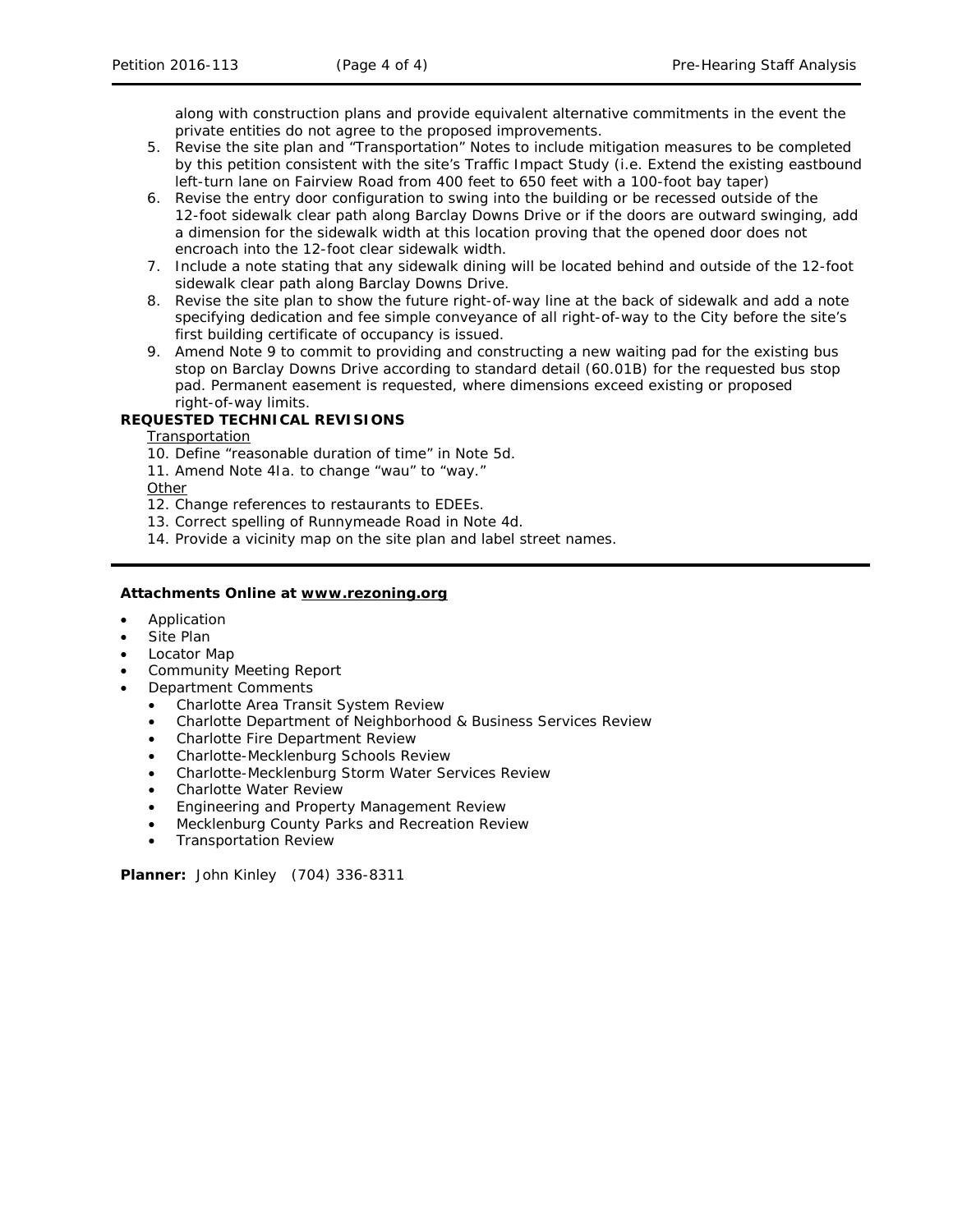along with construction plans and provide equivalent alternative commitments in the event the private entities do not agree to the proposed improvements.

5. Revise the site plan and "Transportation" Notes to include mitigation measures to be completed by this petition consistent with the site's Traffic Impact Study (i.e. Extend the existing eastbound left-turn lane on Fairview Road from 400 feet to 650 feet with a 100-foot bay taper)
6. Revise the entry door configuration to swing into the building or be recessed outside of the 12-foot sidewalk clear path along Barclay Downs Drive or if the doors are outward swinging, add a dimension for the sidewalk width at this location proving that the opened door does not encroach into the 12-foot clear sidewalk width.
7. Include a note stating that any sidewalk dining will be located behind and outside of the 12-foot sidewalk clear path along Barclay Downs Drive.
8. Revise the site plan to show the future right-of-way line at the back of sidewalk and add a note specifying dedication and fee simple conveyance of all right-of-way to the City before the site's first building certificate of occupancy is issued.
9. Amend Note 9 to commit to providing and constructing a new waiting pad for the existing bus stop on Barclay Downs Drive according to standard detail (60.01B) for the requested bus stop pad. Permanent easement is requested, where dimensions exceed existing or proposed right-of-way limits.

**REQUESTED TECHNICAL REVISIONS**

Transportation

10. Define "reasonable duration of time" in Note 5d.
11. Amend Note 4Ia. to change "wau" to "way."

Other

12. Change references to restaurants to EDEEs.
13. Correct spelling of Runnymeade Road in Note 4d.
14. Provide a vicinity map on the site plan and label street names.

---

**Attachments Online at www.rezoning.org**

- Application
- Site Plan
- Locator Map
- Community Meeting Report
- Department Comments
  - Charlotte Area Transit System Review
  - Charlotte Department of Neighborhood & Business Services Review
  - Charlotte Fire Department Review
  - Charlotte-Mecklenburg Schools Review
  - Charlotte-Mecklenburg Storm Water Services Review
  - Charlotte Water Review
  - Engineering and Property Management Review
  - Mecklenburg County Parks and Recreation Review
  - Transportation Review

**Planner:** John Kinley (704) 336-8311